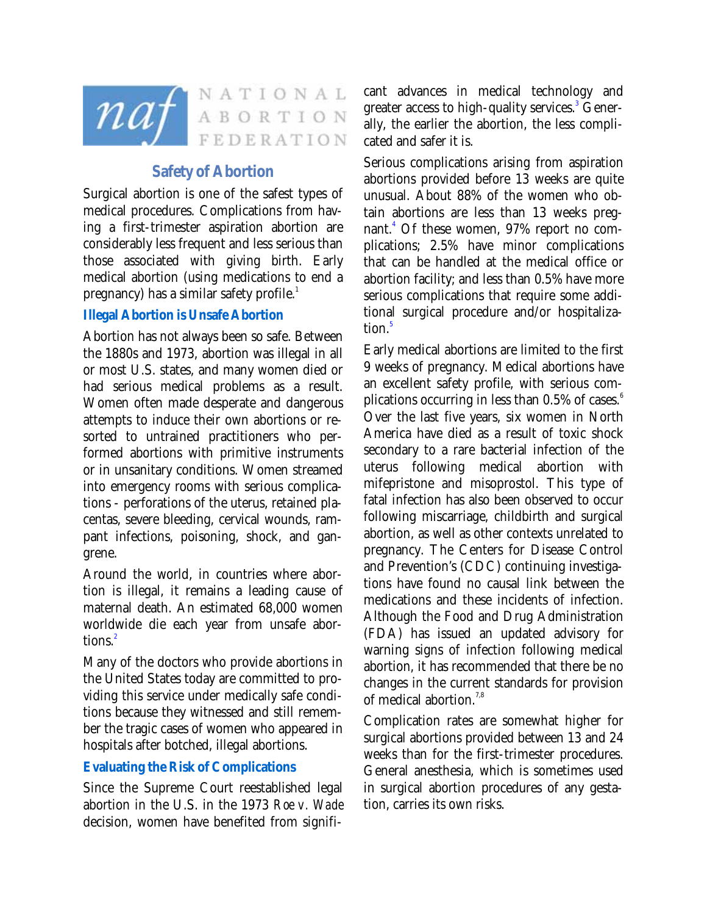NATIONAL ABORTION FEDERATION

# Safety of Abortion

Surgical abortion is one of the safest types of medical procedures. Complications from having a first-trimester aspiration abortion are considerably less frequent and less serious than those associated with giving birth. Early medical abortion (using medications to end a pregnancy) has a similar safety profile.[1]

## Illegal Abortion is Unsafe Abortion

Abortion has not always been so safe. Between the 1880s and 1973, abortion was illegal in all or most U.S. states, and many women died or had serious medical problems as a result. Women often made desperate and dangerous attempts to induce their own abortions or resorted to untrained practitioners who performed abortions with primitive instruments or in unsanitary conditions. Women streamed into emergency rooms with serious complications - perforations of the uterus, retained placentas, severe bleeding, cervical wounds, rampant infections, poisoning, shock, and gangrene.

Around the world, in countries where abortion is illegal, it remains a leading cause of maternal death. An estimated 68,000 women worldwide die each year from unsafe abortions.[2]

Many of the doctors who provide abortions in the United States today are committed to providing this service under medically safe conditions because they witnessed and still remember the tragic cases of women who appeared in hospitals after botched, illegal abortions.

## Evaluating the Risk of Complications

Since the Supreme Court reestablished legal abortion in the U.S. in the 1973 *Roe v. Wade* decision, women have benefited from significant advances in medical technology and greater access to high-quality services.[3] Generally, the earlier the abortion, the less complicated and safer it is.

Serious complications arising from aspiration abortions provided before 13 weeks are quite unusual. About 88% of the women who obtain abortions are less than 13 weeks pregnant.[4] Of these women, 97% report no complications; 2.5% have minor complications that can be handled at the medical office or abortion facility; and less than 0.5% have more serious complications that require some additional surgical procedure and/or hospitalization.[5]

Early medical abortions are limited to the first 9 weeks of pregnancy. Medical abortions have an excellent safety profile, with serious complications occurring in less than 0.5% of cases.[6] Over the last five years, six women in North America have died as a result of toxic shock secondary to a rare bacterial infection of the uterus following medical abortion with mifepristone and misoprostol. This type of fatal infection has also been observed to occur following miscarriage, childbirth and surgical abortion, as well as other contexts unrelated to pregnancy. The Centers for Disease Control and Prevention's (CDC) continuing investigations have found no causal link between the medications and these incidents of infection. Although the Food and Drug Administration (FDA) has issued an updated advisory for warning signs of infection following medical abortion, it has recommended that there be no changes in the current standards for provision of medical abortion.[7,8]

Complication rates are somewhat higher for surgical abortions provided between 13 and 24 weeks than for the first-trimester procedures. General anesthesia, which is sometimes used in surgical abortion procedures of any gestation, carries its own risks.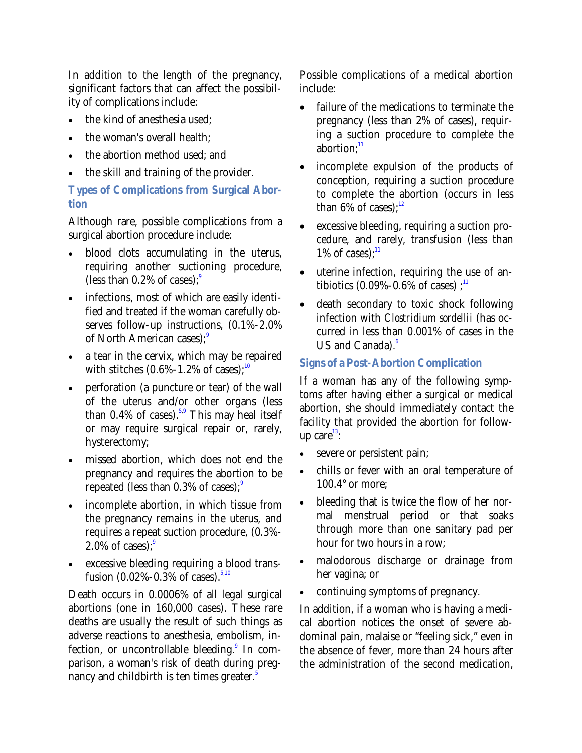In addition to the length of the pregnancy, significant factors that can affect the possibility of complications include:

- the kind of anesthesia used;
- the woman's overall health;
- the abortion method used; and
- the skill and training of the provider.

### Types of Complications from Surgical Abortion

Although rare, possible complications from a surgical abortion procedure include:

- blood clots accumulating in the uterus, requiring another suctioning procedure, (less than 0.2% of cases);[9]
- infections, most of which are easily identified and treated if the woman carefully observes follow-up instructions, (0.1%-2.0% of North American cases);[9]
- a tear in the cervix, which may be repaired with stitches (0.6%-1.2% of cases);[10]
- perforation (a puncture or tear) of the wall of the uterus and/or other organs (less than 0.4% of cases).[5,9] This may heal itself or may require surgical repair or, rarely, hysterectomy;
- missed abortion, which does not end the pregnancy and requires the abortion to be repeated (less than 0.3% of cases);[9]
- incomplete abortion, in which tissue from the pregnancy remains in the uterus, and requires a repeat suction procedure, (0.3%-2.0% of cases);[9]
- excessive bleeding requiring a blood transfusion (0.02%-0.3% of cases).[5,10]

Death occurs in 0.0006% of all legal surgical abortions (one in 160,000 cases). These rare deaths are usually the result of such things as adverse reactions to anesthesia, embolism, infection, or uncontrollable bleeding.[9] In comparison, a woman's risk of death during pregnancy and childbirth is ten times greater.[5]

Possible complications of a medical abortion include:

- failure of the medications to terminate the pregnancy (less than 2% of cases), requiring a suction procedure to complete the abortion;[11]
- incomplete expulsion of the products of conception, requiring a suction procedure to complete the abortion (occurs in less than 6% of cases);[12]
- excessive bleeding, requiring a suction procedure, and rarely, transfusion (less than 1% of cases);[11]
- uterine infection, requiring the use of antibiotics (0.09%-0.6% of cases) ;[11]
- death secondary to toxic shock following infection with *Clostridium sordellii* (has occurred in less than 0.001% of cases in the US and Canada).[6]

### Signs of a Post-Abortion Complication

If a woman has any of the following symptoms after having either a surgical or medical abortion, she should immediately contact the facility that provided the abortion for follow-up care[13]:

- severe or persistent pain;
- chills or fever with an oral temperature of 100.4° or more;
- bleeding that is twice the flow of her normal menstrual period or that soaks through more than one sanitary pad per hour for two hours in a row;
- malodorous discharge or drainage from her vagina; or
- continuing symptoms of pregnancy.

In addition, if a woman who is having a medical abortion notices the onset of severe abdominal pain, malaise or "feeling sick," even in the absence of fever, more than 24 hours after the administration of the second medication,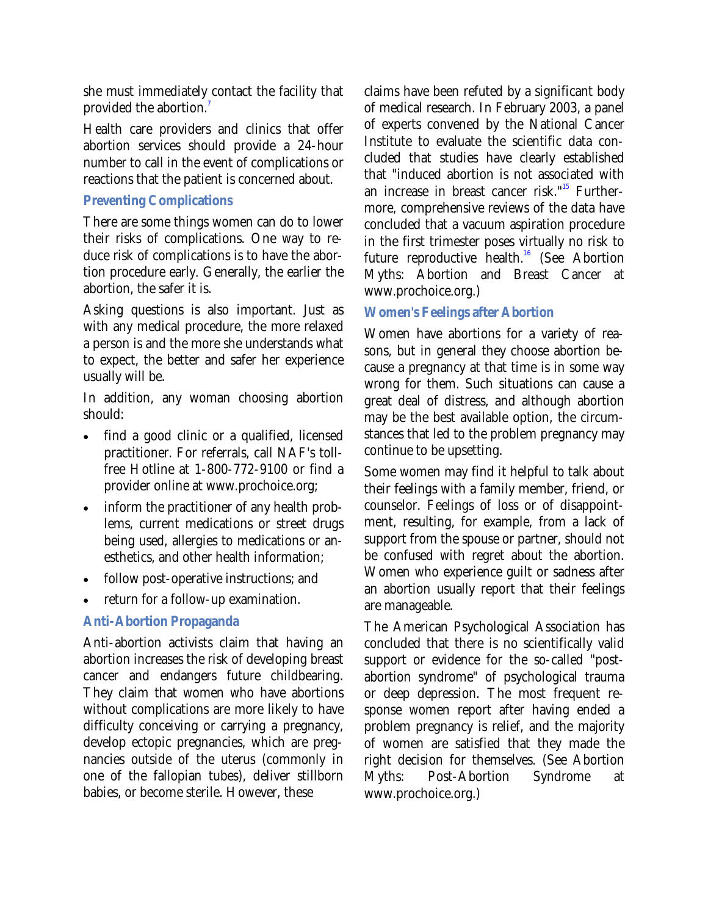she must immediately contact the facility that provided the abortion.[7]

Health care providers and clinics that offer abortion services should provide a 24-hour number to call in the event of complications or reactions that the patient is concerned about.

### Preventing Complications

There are some things women can do to lower their risks of complications. One way to reduce risk of complications is to have the abortion procedure early. Generally, the earlier the abortion, the safer it is.

Asking questions is also important. Just as with any medical procedure, the more relaxed a person is and the more she understands what to expect, the better and safer her experience usually will be.

In addition, any woman choosing abortion should:

- find a good clinic or a qualified, licensed practitioner. For referrals, call NAF's toll-free Hotline at 1-800-772-9100 or find a provider online at www.prochoice.org;
- inform the practitioner of any health problems, current medications or street drugs being used, allergies to medications or anesthetics, and other health information;
- follow post-operative instructions; and
- return for a follow-up examination.

### Anti-Abortion Propaganda

Anti-abortion activists claim that having an abortion increases the risk of developing breast cancer and endangers future childbearing. They claim that women who have abortions without complications are more likely to have difficulty conceiving or carrying a pregnancy, develop ectopic pregnancies, which are pregnancies outside of the uterus (commonly in one of the fallopian tubes), deliver stillborn babies, or become sterile. However, these claims have been refuted by a significant body of medical research. In February 2003, a panel of experts convened by the National Cancer Institute to evaluate the scientific data concluded that studies have clearly established that "induced abortion is not associated with an increase in breast cancer risk."[15] Furthermore, comprehensive reviews of the data have concluded that a vacuum aspiration procedure in the first trimester poses virtually no risk to future reproductive health.[16] (See Abortion Myths: Abortion and Breast Cancer at www.prochoice.org.)

### Women's Feelings after Abortion

Women have abortions for a variety of reasons, but in general they choose abortion because a pregnancy at that time is in some way wrong for them. Such situations can cause a great deal of distress, and although abortion may be the best available option, the circumstances that led to the problem pregnancy may continue to be upsetting.

Some women may find it helpful to talk about their feelings with a family member, friend, or counselor. Feelings of loss or of disappointment, resulting, for example, from a lack of support from the spouse or partner, should not be confused with regret about the abortion. Women who experience guilt or sadness after an abortion usually report that their feelings are manageable.

The American Psychological Association has concluded that there is no scientifically valid support or evidence for the so-called "post-abortion syndrome" of psychological trauma or deep depression. The most frequent response women report after having ended a problem pregnancy is relief, and the majority of women are satisfied that they made the right decision for themselves. (See Abortion Myths: Post-Abortion Syndrome at www.prochoice.org.)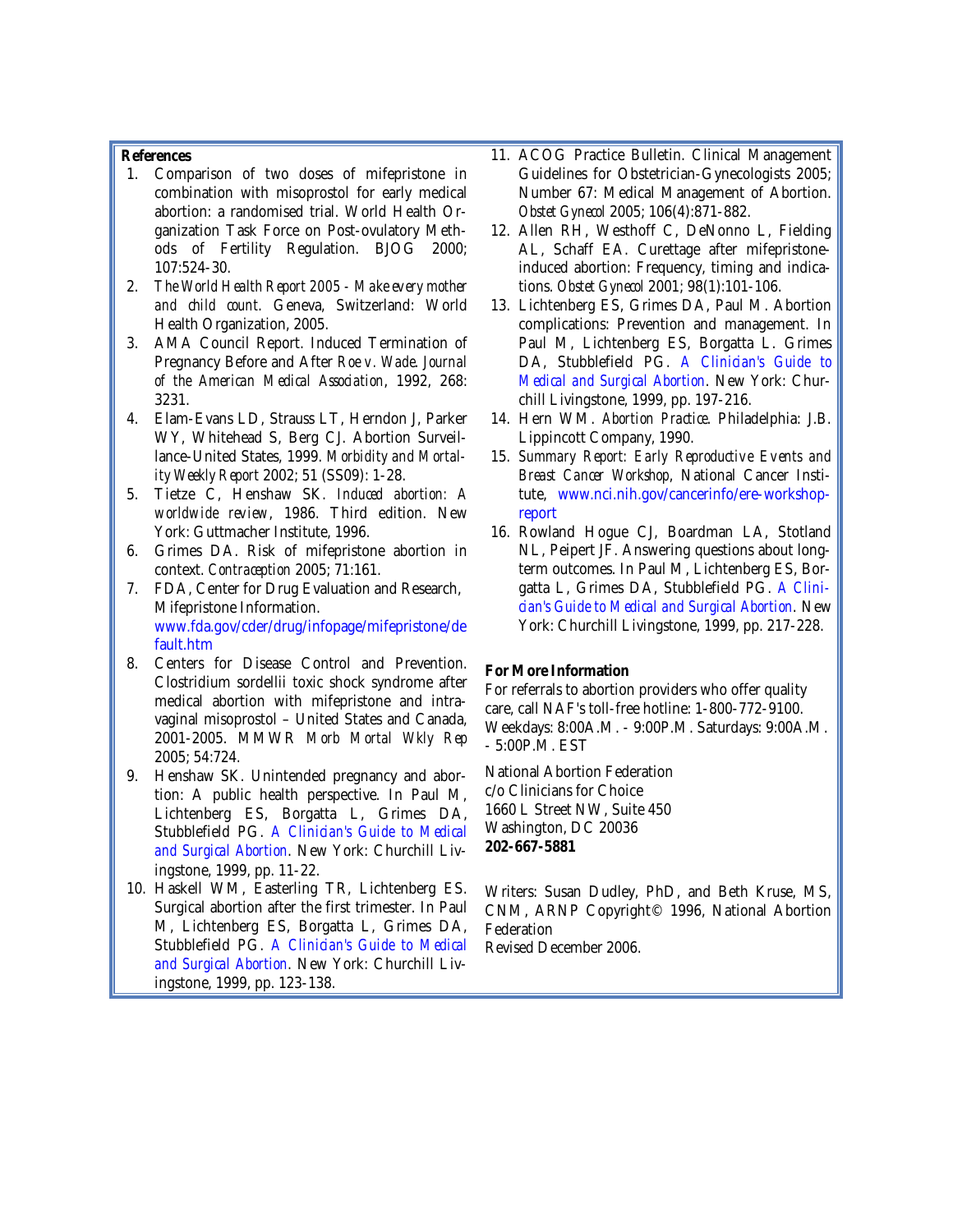**References**

1. Comparison of two doses of mifepristone in combination with misoprostol for early medical abortion: a randomised trial. World Health Organization Task Force on Post-ovulatory Methods of Fertility Regulation. BJOG 2000; 107:524-30.
2. *The World Health Report 2005 - Make every mother and child count*. Geneva, Switzerland: World Health Organization, 2005.
3. AMA Council Report. Induced Termination of Pregnancy Before and After *Roe v. Wade*. *Journal of the American Medical Association*, 1992, 268: 3231.
4. Elam-Evans LD, Strauss LT, Herndon J, Parker WY, Whitehead S, Berg CJ. Abortion Surveillance-United States, 1999. *Morbidity and Mortality Weekly Report* 2002; 51 (SS09): 1-28.
5. Tietze C, Henshaw SK. *Induced abortion: A worldwide review*, 1986. Third edition. New York: Guttmacher Institute, 1996.
6. Grimes DA. Risk of mifepristone abortion in context. *Contraception* 2005; 71:161.
7. FDA, Center for Drug Evaluation and Research, Mifepristone Information. www.fda.gov/cder/drug/infopage/mifepristone/default.htm
8. Centers for Disease Control and Prevention. Clostridium sordellii toxic shock syndrome after medical abortion with mifepristone and intravaginal misoprostol – United States and Canada, 2001-2005. MMWR *Morb Mortal Wkly Rep* 2005; 54:724.
9. Henshaw SK. Unintended pregnancy and abortion: A public health perspective. In Paul M, Lichtenberg ES, Borgatta L, Grimes DA, Stubblefield PG. *A Clinician's Guide to Medical and Surgical Abortion*. New York: Churchill Livingstone, 1999, pp. 11-22.
10. Haskell WM, Easterling TR, Lichtenberg ES. Surgical abortion after the first trimester. In Paul M, Lichtenberg ES, Borgatta L, Grimes DA, Stubblefield PG. *A Clinician's Guide to Medical and Surgical Abortion*. New York: Churchill Livingstone, 1999, pp. 123-138.
11. ACOG Practice Bulletin. Clinical Management Guidelines for Obstetrician-Gynecologists 2005; Number 67: Medical Management of Abortion. *Obstet Gynecol* 2005; 106(4):871-882.
12. Allen RH, Westhoff C, DeNonno L, Fielding AL, Schaff EA. Curettage after mifepristone-induced abortion: Frequency, timing and indications. *Obstet Gynecol* 2001; 98(1):101-106.
13. Lichtenberg ES, Grimes DA, Paul M. Abortion complications: Prevention and management. In Paul M, Lichtenberg ES, Borgatta L. Grimes DA, Stubblefield PG. *A Clinician's Guide to Medical and Surgical Abortion*. New York: Churchill Livingstone, 1999, pp. 197-216.
14. Hern WM. *Abortion Practice*. Philadelphia: J.B. Lippincott Company, 1990.
15. *Summary Report: Early Reproductive Events and Breast Cancer Workshop*, National Cancer Institute, www.nci.nih.gov/cancerinfo/ere-workshop-report
16. Rowland Hogue CJ, Boardman LA, Stotland NL, Peipert JF. Answering questions about long-term outcomes. In Paul M, Lichtenberg ES, Borgatta L, Grimes DA, Stubblefield PG. *A Clinician's Guide to Medical and Surgical Abortion*. New York: Churchill Livingstone, 1999, pp. 217-228.

**For More Information**

For referrals to abortion providers who offer quality care, call NAF's toll-free hotline: 1-800-772-9100. Weekdays: 8:00A.M. - 9:00P.M. Saturdays: 9:00A.M. - 5:00P.M. EST

National Abortion Federation
c/o Clinicians for Choice
1660 L Street NW, Suite 450
Washington, DC 20036
**202-667-5881**

Writers: Susan Dudley, PhD, and Beth Kruse, MS, CNM, ARNP Copyright© 1996, National Abortion Federation
Revised December 2006.